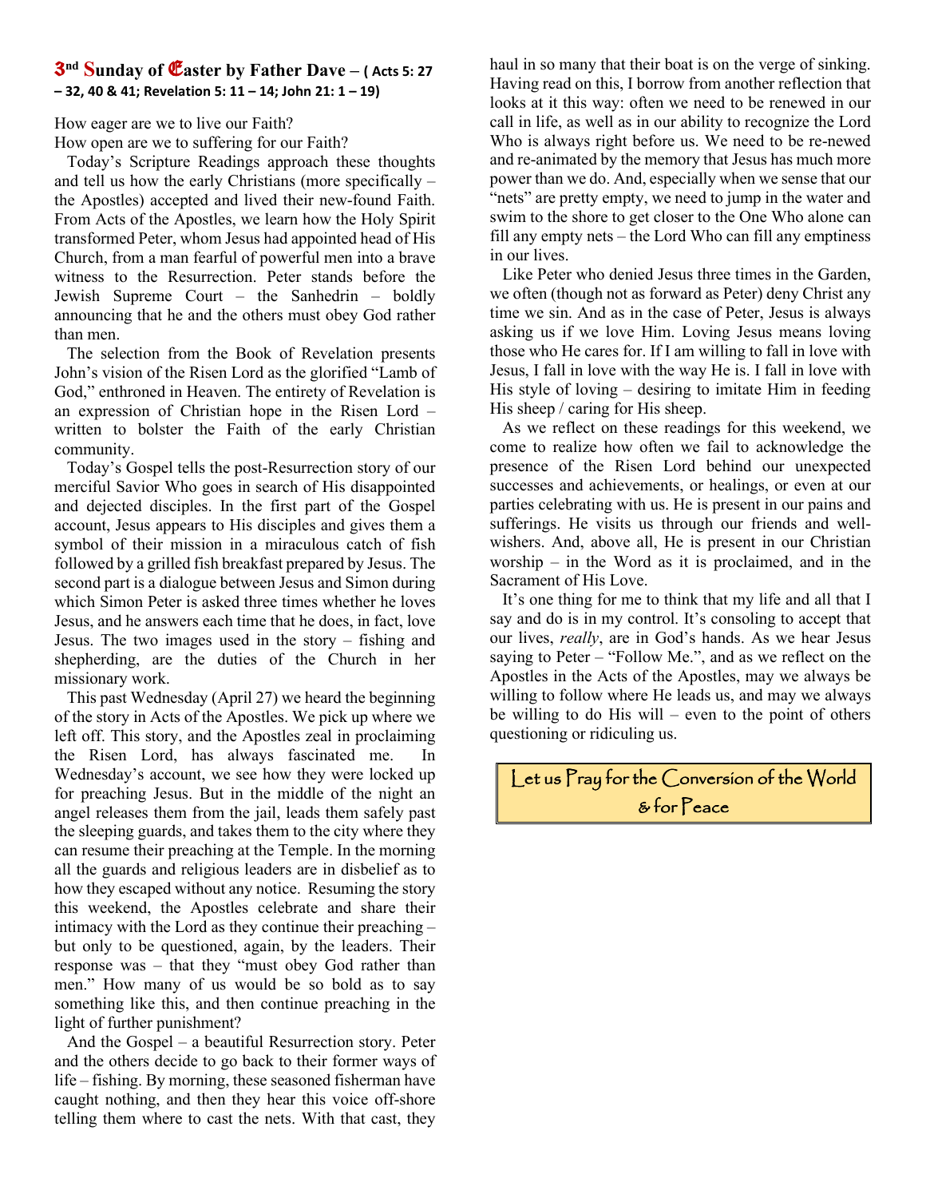## 3rd Sunday of Easter by Father Dave – ( Acts 5: 27 – 32, 40 & 41; Revelation 5: 11 – 14; John 21: 1 – 19)

How eager are we to live our Faith?
How open are we to suffering for our Faith?

Today's Scripture Readings approach these thoughts and tell us how the early Christians (more specifically – the Apostles) accepted and lived their new-found Faith. From Acts of the Apostles, we learn how the Holy Spirit transformed Peter, whom Jesus had appointed head of His Church, from a man fearful of powerful men into a brave witness to the Resurrection. Peter stands before the Jewish Supreme Court – the Sanhedrin – boldly announcing that he and the others must obey God rather than men.

The selection from the Book of Revelation presents John's vision of the Risen Lord as the glorified "Lamb of God," enthroned in Heaven. The entirety of Revelation is an expression of Christian hope in the Risen Lord – written to bolster the Faith of the early Christian community.

Today's Gospel tells the post-Resurrection story of our merciful Savior Who goes in search of His disappointed and dejected disciples. In the first part of the Gospel account, Jesus appears to His disciples and gives them a symbol of their mission in a miraculous catch of fish followed by a grilled fish breakfast prepared by Jesus. The second part is a dialogue between Jesus and Simon during which Simon Peter is asked three times whether he loves Jesus, and he answers each time that he does, in fact, love Jesus. The two images used in the story – fishing and shepherding, are the duties of the Church in her missionary work.

This past Wednesday (April 27) we heard the beginning of the story in Acts of the Apostles. We pick up where we left off. This story, and the Apostles zeal in proclaiming the Risen Lord, has always fascinated me. In Wednesday's account, we see how they were locked up for preaching Jesus. But in the middle of the night an angel releases them from the jail, leads them safely past the sleeping guards, and takes them to the city where they can resume their preaching at the Temple. In the morning all the guards and religious leaders are in disbelief as to how they escaped without any notice. Resuming the story this weekend, the Apostles celebrate and share their intimacy with the Lord as they continue their preaching – but only to be questioned, again, by the leaders. Their response was – that they "must obey God rather than men." How many of us would be so bold as to say something like this, and then continue preaching in the light of further punishment?

And the Gospel – a beautiful Resurrection story. Peter and the others decide to go back to their former ways of life – fishing. By morning, these seasoned fisherman have caught nothing, and then they hear this voice off-shore telling them where to cast the nets. With that cast, they haul in so many that their boat is on the verge of sinking. Having read on this, I borrow from another reflection that looks at it this way: often we need to be renewed in our call in life, as well as in our ability to recognize the Lord Who is always right before us. We need to be re-newed and re-animated by the memory that Jesus has much more power than we do. And, especially when we sense that our "nets" are pretty empty, we need to jump in the water and swim to the shore to get closer to the One Who alone can fill any empty nets – the Lord Who can fill any emptiness in our lives.

Like Peter who denied Jesus three times in the Garden, we often (though not as forward as Peter) deny Christ any time we sin. And as in the case of Peter, Jesus is always asking us if we love Him. Loving Jesus means loving those who He cares for. If I am willing to fall in love with Jesus, I fall in love with the way He is. I fall in love with His style of loving – desiring to imitate Him in feeding His sheep / caring for His sheep.

As we reflect on these readings for this weekend, we come to realize how often we fail to acknowledge the presence of the Risen Lord behind our unexpected successes and achievements, or healings, or even at our parties celebrating with us. He is present in our pains and sufferings. He visits us through our friends and well-wishers. And, above all, He is present in our Christian worship – in the Word as it is proclaimed, and in the Sacrament of His Love.

It's one thing for me to think that my life and all that I say and do is in my control. It's consoling to accept that our lives, *really*, are in God's hands. As we hear Jesus saying to Peter – "Follow Me.", and as we reflect on the Apostles in the Acts of the Apostles, may we always be willing to follow where He leads us, and may we always be willing to do His will – even to the point of others questioning or ridiculing us.

**Let us Pray for the Conversion of the World & for Peace**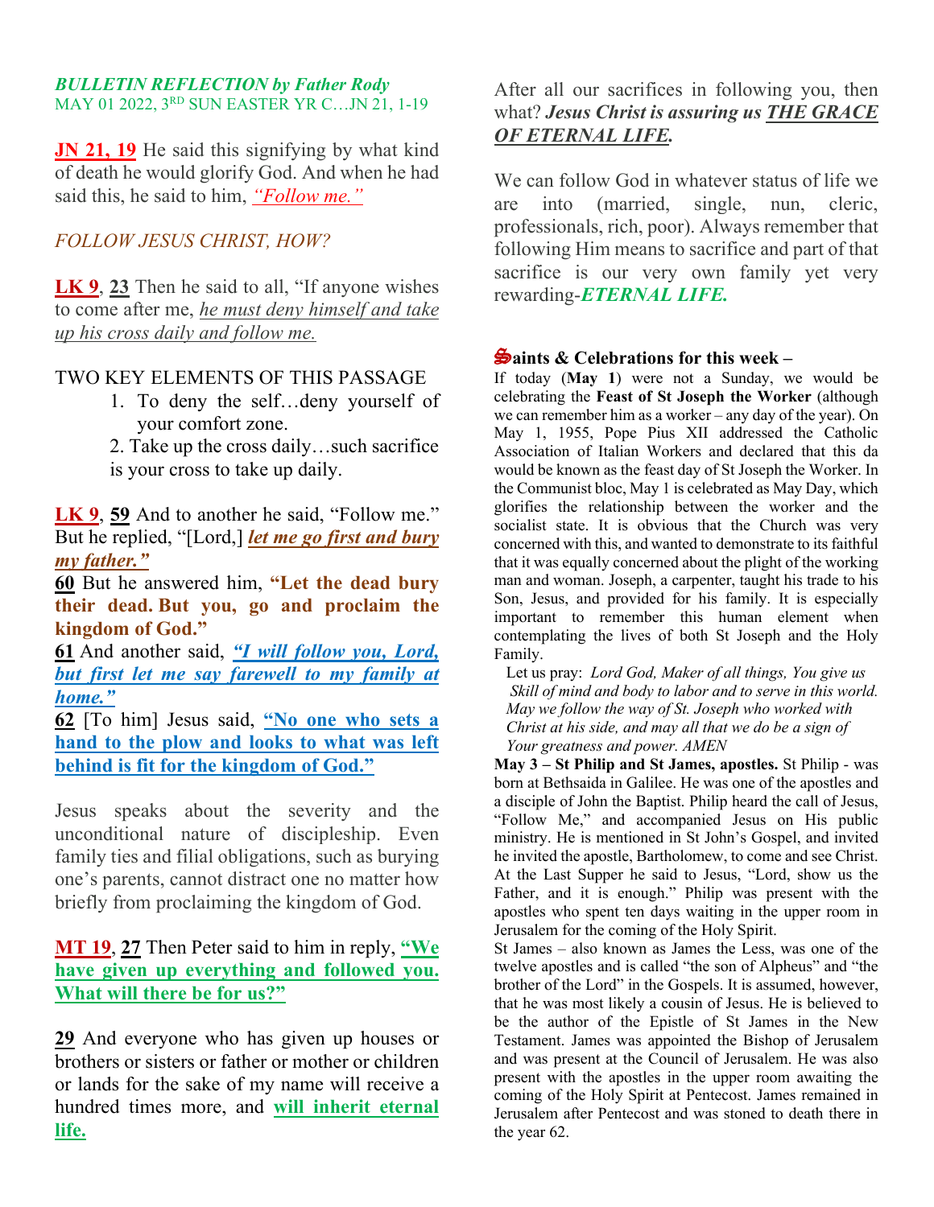*BULLETIN REFLECTION by Father Rody*
MAY 01 2022, 3RD SUN EASTER YR C…JN 21, 1-19

**JN 21, 19** He said this signifying by what kind of death he would glorify God. And when he had said this, he said to him, *"Follow me."*

*FOLLOW JESUS CHRIST, HOW?*

**LK 9**, **23** Then he said to all, "If anyone wishes to come after me, *he must deny himself and take up his cross daily and follow me.*

TWO KEY ELEMENTS OF THIS PASSAGE

1. To deny the self…deny yourself of your comfort zone.
2. Take up the cross daily…such sacrifice is your cross to take up daily.

**LK 9**, **59** And to another he said, "Follow me." But he replied, "[Lord,] ***let me go first and bury my father."***

**60** But he answered him, **"Let the dead bury their dead. But you, go and proclaim the kingdom of God."**

**61** And another said, ***"I will follow you, Lord, but first let me say farewell to my family at home."***

**62** [To him] Jesus said, **"No one who sets a hand to the plow and looks to what was left behind is fit for the kingdom of God."**

Jesus speaks about the severity and the unconditional nature of discipleship. Even family ties and filial obligations, such as burying one's parents, cannot distract one no matter how briefly from proclaiming the kingdom of God.

**MT 19**, **27** Then Peter said to him in reply, **"We have given up everything and followed you. What will there be for us?"**

**29** And everyone who has given up houses or brothers or sisters or father or mother or children or lands for the sake of my name will receive a hundred times more, and **will inherit eternal life.**

After all our sacrifices in following you, then what? ***Jesus Christ is assuring us THE GRACE OF ETERNAL LIFE.***

We can follow God in whatever status of life we are into (married, single, nun, cleric, professionals, rich, poor). Always remember that following Him means to sacrifice and part of that sacrifice is our very own family yet very rewarding-***ETERNAL LIFE.***

**Saints & Celebrations for this week –**

If today (**May 1**) were not a Sunday, we would be celebrating the **Feast of St Joseph the Worker** (although we can remember him as a worker – any day of the year). On May 1, 1955, Pope Pius XII addressed the Catholic Association of Italian Workers and declared that this da would be known as the feast day of St Joseph the Worker. In the Communist bloc, May 1 is celebrated as May Day, which glorifies the relationship between the worker and the socialist state. It is obvious that the Church was very concerned with this, and wanted to demonstrate to its faithful that it was equally concerned about the plight of the working man and woman. Joseph, a carpenter, taught his trade to his Son, Jesus, and provided for his family. It is especially important to remember this human element when contemplating the lives of both St Joseph and the Holy Family.

Let us pray: *Lord God, Maker of all things, You give us Skill of mind and body to labor and to serve in this world. May we follow the way of St. Joseph who worked with Christ at his side, and may all that we do be a sign of Your greatness and power. AMEN*

**May 3 – St Philip and St James, apostles.** St Philip - was born at Bethsaida in Galilee. He was one of the apostles and a disciple of John the Baptist. Philip heard the call of Jesus, "Follow Me," and accompanied Jesus on His public ministry. He is mentioned in St John's Gospel, and invited he invited the apostle, Bartholomew, to come and see Christ. At the Last Supper he said to Jesus, "Lord, show us the Father, and it is enough." Philip was present with the apostles who spent ten days waiting in the upper room in Jerusalem for the coming of the Holy Spirit.

St James – also known as James the Less, was one of the twelve apostles and is called "the son of Alpheus" and "the brother of the Lord" in the Gospels. It is assumed, however, that he was most likely a cousin of Jesus. He is believed to be the author of the Epistle of St James in the New Testament. James was appointed the Bishop of Jerusalem and was present at the Council of Jerusalem. He was also present with the apostles in the upper room awaiting the coming of the Holy Spirit at Pentecost. James remained in Jerusalem after Pentecost and was stoned to death there in the year 62.